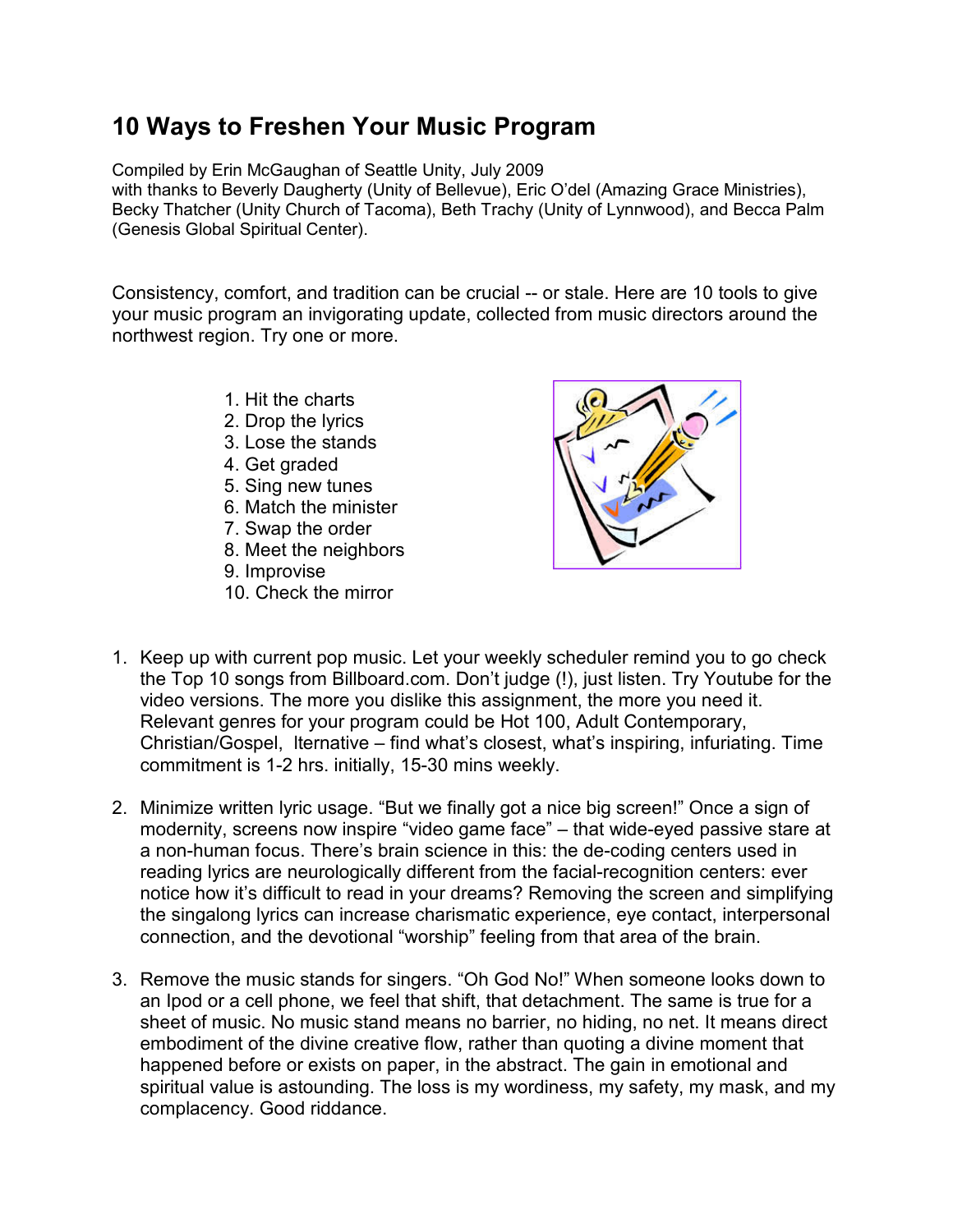# 10 Ways to Freshen Your Music Program

Compiled by Erin McGaughan of Seattle Unity, July 2009
with thanks to Beverly Daugherty (Unity of Bellevue), Eric O'del (Amazing Grace Ministries), Becky Thatcher (Unity Church of Tacoma), Beth Trachy (Unity of Lynnwood), and Becca Palm (Genesis Global Spiritual Center).

Consistency, comfort, and tradition can be crucial -- or stale. Here are 10 tools to give your music program an invigorating update, collected from music directors around the northwest region. Try one or more.

1. Hit the charts
2. Drop the lyrics
3. Lose the stands
4. Get graded
5. Sing new tunes
6. Match the minister
7. Swap the order
8. Meet the neighbors
9. Improvise
10. Check the mirror

1. Keep up with current pop music. Let your weekly scheduler remind you to go check the Top 10 songs from Billboard.com. Don't judge (!), just listen. Try Youtube for the video versions. The more you dislike this assignment, the more you need it. Relevant genres for your program could be Hot 100, Adult Contemporary, Christian/Gospel, lternative – find what's closest, what's inspiring, infuriating. Time commitment is 1-2 hrs. initially, 15-30 mins weekly.

2. Minimize written lyric usage. "But we finally got a nice big screen!" Once a sign of modernity, screens now inspire "video game face" – that wide-eyed passive stare at a non-human focus. There's brain science in this: the de-coding centers used in reading lyrics are neurologically different from the facial-recognition centers: ever notice how it's difficult to read in your dreams? Removing the screen and simplifying the singalong lyrics can increase charismatic experience, eye contact, interpersonal connection, and the devotional "worship" feeling from that area of the brain.

3. Remove the music stands for singers. "Oh God No!" When someone looks down to an Ipod or a cell phone, we feel that shift, that detachment. The same is true for a sheet of music. No music stand means no barrier, no hiding, no net. It means direct embodiment of the divine creative flow, rather than quoting a divine moment that happened before or exists on paper, in the abstract. The gain in emotional and spiritual value is astounding. The loss is my wordiness, my safety, my mask, and my complacency. Good riddance.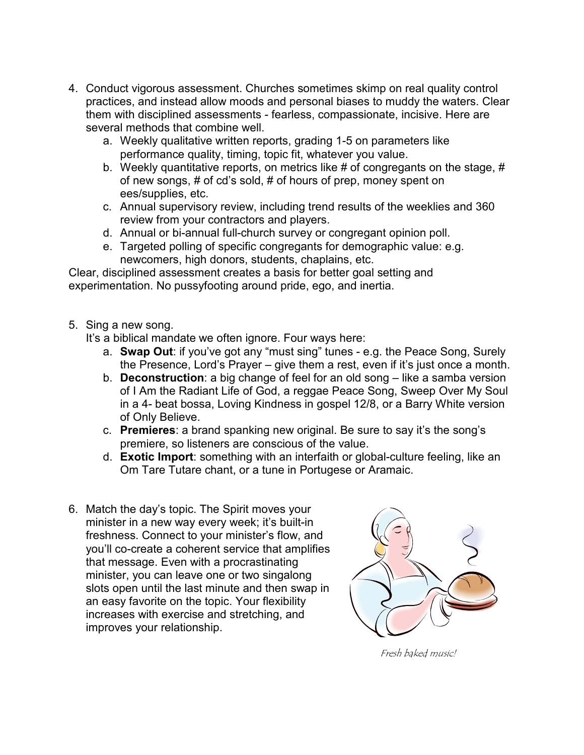4. Conduct vigorous assessment. Churches sometimes skimp on real quality control practices, and instead allow moods and personal biases to muddy the waters. Clear them with disciplined assessments - fearless, compassionate, incisive. Here are several methods that combine well.
    a. Weekly qualitative written reports, grading 1-5 on parameters like performance quality, timing, topic fit, whatever you value.
    b. Weekly quantitative reports, on metrics like # of congregants on the stage, # of new songs, # of cd's sold, # of hours of prep, money spent on ees/supplies, etc.
    c. Annual supervisory review, including trend results of the weeklies and 360 review from your contractors and players.
    d. Annual or bi-annual full-church survey or congregant opinion poll.
    e. Targeted polling of specific congregants for demographic value: e.g. newcomers, high donors, students, chaplains, etc.

Clear, disciplined assessment creates a basis for better goal setting and experimentation. No pussyfooting around pride, ego, and inertia.

5. Sing a new song.
   It's a biblical mandate we often ignore. Four ways here:
    a. **Swap Out**: if you've got any "must sing" tunes - e.g. the Peace Song, Surely the Presence, Lord's Prayer – give them a rest, even if it's just once a month.
    b. **Deconstruction**: a big change of feel for an old song – like a samba version of I Am the Radiant Life of God, a reggae Peace Song, Sweep Over My Soul in a 4- beat bossa, Loving Kindness in gospel 12/8, or a Barry White version of Only Believe.
    c. **Premieres**: a brand spanking new original. Be sure to say it's the song's premiere, so listeners are conscious of the value.
    d. **Exotic Import**: something with an interfaith or global-culture feeling, like an Om Tare Tutare chant, or a tune in Portugese or Aramaic.

6. Match the day's topic. The Spirit moves your minister in a new way every week; it's built-in freshness. Connect to your minister's flow, and you'll co-create a coherent service that amplifies that message. Even with a procrastinating minister, you can leave one or two singalong slots open until the last minute and then swap in an easy favorite on the topic. Your flexibility increases with exercise and stretching, and improves your relationship.

*Fresh baked music!*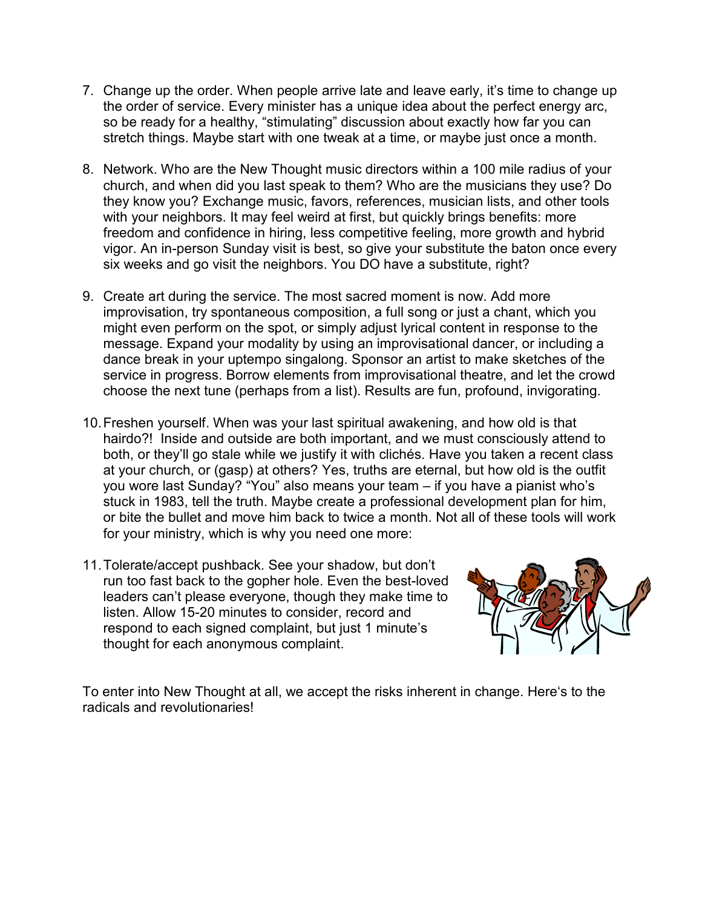7. Change up the order. When people arrive late and leave early, it's time to change up the order of service. Every minister has a unique idea about the perfect energy arc, so be ready for a healthy, "stimulating" discussion about exactly how far you can stretch things. Maybe start with one tweak at a time, or maybe just once a month.

8. Network. Who are the New Thought music directors within a 100 mile radius of your church, and when did you last speak to them? Who are the musicians they use? Do they know you? Exchange music, favors, references, musician lists, and other tools with your neighbors. It may feel weird at first, but quickly brings benefits: more freedom and confidence in hiring, less competitive feeling, more growth and hybrid vigor. An in-person Sunday visit is best, so give your substitute the baton once every six weeks and go visit the neighbors. You DO have a substitute, right?

9. Create art during the service. The most sacred moment is now. Add more improvisation, try spontaneous composition, a full song or just a chant, which you might even perform on the spot, or simply adjust lyrical content in response to the message. Expand your modality by using an improvisational dancer, or including a dance break in your uptempo singalong. Sponsor an artist to make sketches of the service in progress. Borrow elements from improvisational theatre, and let the crowd choose the next tune (perhaps from a list). Results are fun, profound, invigorating.

10. Freshen yourself. When was your last spiritual awakening, and how old is that hairdo?! Inside and outside are both important, and we must consciously attend to both, or they'll go stale while we justify it with clichés. Have you taken a recent class at your church, or (gasp) at others? Yes, truths are eternal, but how old is the outfit you wore last Sunday? "You" also means your team – if you have a pianist who's stuck in 1983, tell the truth. Maybe create a professional development plan for him, or bite the bullet and move him back to twice a month. Not all of these tools will work for your ministry, which is why you need one more:

11. Tolerate/accept pushback. See your shadow, but don't run too fast back to the gopher hole. Even the best-loved leaders can't please everyone, though they make time to listen. Allow 15-20 minutes to consider, record and respond to each signed complaint, but just 1 minute's thought for each anonymous complaint.

To enter into New Thought at all, we accept the risks inherent in change. Here's to the radicals and revolutionaries!